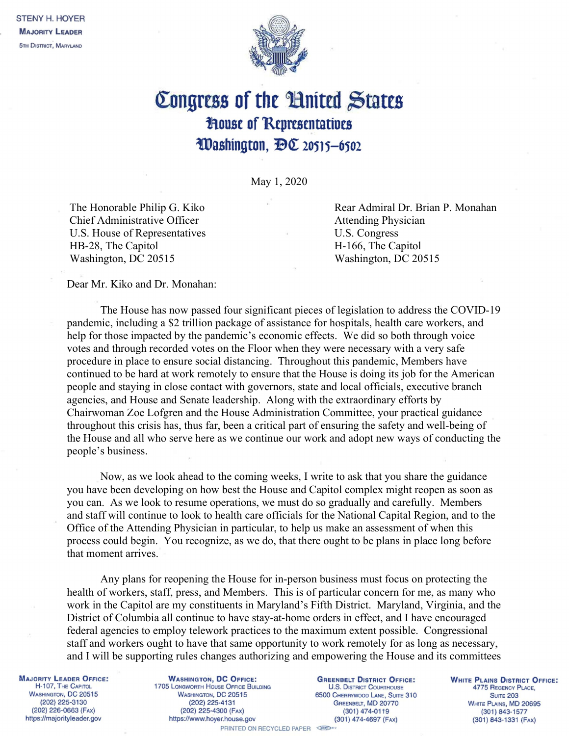STENY H. HOYER
**MAJORITY LEADER**
5TH DISTRICT, MARYLAND

# Congress of the United States
## House of Representatives
## Washington, DC 20515–6502

May 1, 2020

The Honorable Philip G. Kiko
Chief Administrative Officer
U.S. House of Representatives
HB-28, The Capitol
Washington, DC 20515

Rear Admiral Dr. Brian P. Monahan
Attending Physician
U.S. Congress
H-166, The Capitol
Washington, DC 20515

Dear Mr. Kiko and Dr. Monahan:

The House has now passed four significant pieces of legislation to address the COVID-19 pandemic, including a $2 trillion package of assistance for hospitals, health care workers, and help for those impacted by the pandemic's economic effects. We did so both through voice votes and through recorded votes on the Floor when they were necessary with a very safe procedure in place to ensure social distancing. Throughout this pandemic, Members have continued to be hard at work remotely to ensure that the House is doing its job for the American people and staying in close contact with governors, state and local officials, executive branch agencies, and House and Senate leadership. Along with the extraordinary efforts by Chairwoman Zoe Lofgren and the House Administration Committee, your practical guidance throughout this crisis has, thus far, been a critical part of ensuring the safety and well-being of the House and all who serve here as we continue our work and adopt new ways of conducting the people's business.

Now, as we look ahead to the coming weeks, I write to ask that you share the guidance you have been developing on how best the House and Capitol complex might reopen as soon as you can. As we look to resume operations, we must do so gradually and carefully. Members and staff will continue to look to health care officials for the National Capital Region, and to the Office of the Attending Physician in particular, to help us make an assessment of when this process could begin. You recognize, as we do, that there ought to be plans in place long before that moment arrives.

Any plans for reopening the House for in-person business must focus on protecting the health of workers, staff, press, and Members. This is of particular concern for me, as many who work in the Capitol are my constituents in Maryland's Fifth District. Maryland, Virginia, and the District of Columbia all continue to have stay-at-home orders in effect, and I have encouraged federal agencies to employ telework practices to the maximum extent possible. Congressional staff and workers ought to have that same opportunity to work remotely for as long as necessary, and I will be supporting rules changes authorizing and empowering the House and its committees

**MAJORITY LEADER OFFICE:**
H-107, The Capitol
Washington, DC 20515
(202) 225-3130
(202) 226-0663 (Fax)
https://majorityleader.gov

**WASHINGTON, DC OFFICE:**
1705 Longworth House Office Building
Washington, DC 20515
(202) 225-4131
(202) 225-4300 (Fax)
https://www.hoyer.house.gov

**GREENBELT DISTRICT OFFICE:**
U.S. District Courthouse
6500 Cherrywood Lane, Suite 310
Greenbelt, MD 20770
(301) 474-0119
(301) 474-4697 (Fax)

**WHITE PLAINS DISTRICT OFFICE:**
4775 Regency Place,
Suite 203
White Plains, MD 20695
(301) 843-1577
(301) 843-1331 (Fax)

PRINTED ON RECYCLED PAPER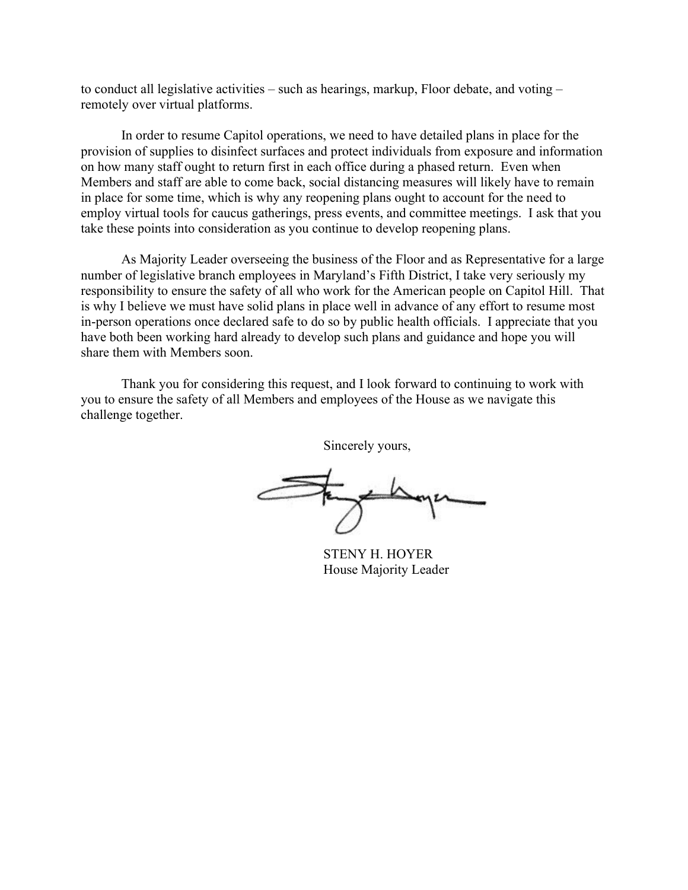to conduct all legislative activities – such as hearings, markup, Floor debate, and voting – remotely over virtual platforms.

In order to resume Capitol operations, we need to have detailed plans in place for the provision of supplies to disinfect surfaces and protect individuals from exposure and information on how many staff ought to return first in each office during a phased return. Even when Members and staff are able to come back, social distancing measures will likely have to remain in place for some time, which is why any reopening plans ought to account for the need to employ virtual tools for caucus gatherings, press events, and committee meetings. I ask that you take these points into consideration as you continue to develop reopening plans.

As Majority Leader overseeing the business of the Floor and as Representative for a large number of legislative branch employees in Maryland's Fifth District, I take very seriously my responsibility to ensure the safety of all who work for the American people on Capitol Hill. That is why I believe we must have solid plans in place well in advance of any effort to resume most in-person operations once declared safe to do so by public health officials. I appreciate that you have both been working hard already to develop such plans and guidance and hope you will share them with Members soon.

Thank you for considering this request, and I look forward to continuing to work with you to ensure the safety of all Members and employees of the House as we navigate this challenge together.

Sincerely yours,

STENY H. HOYER
House Majority Leader